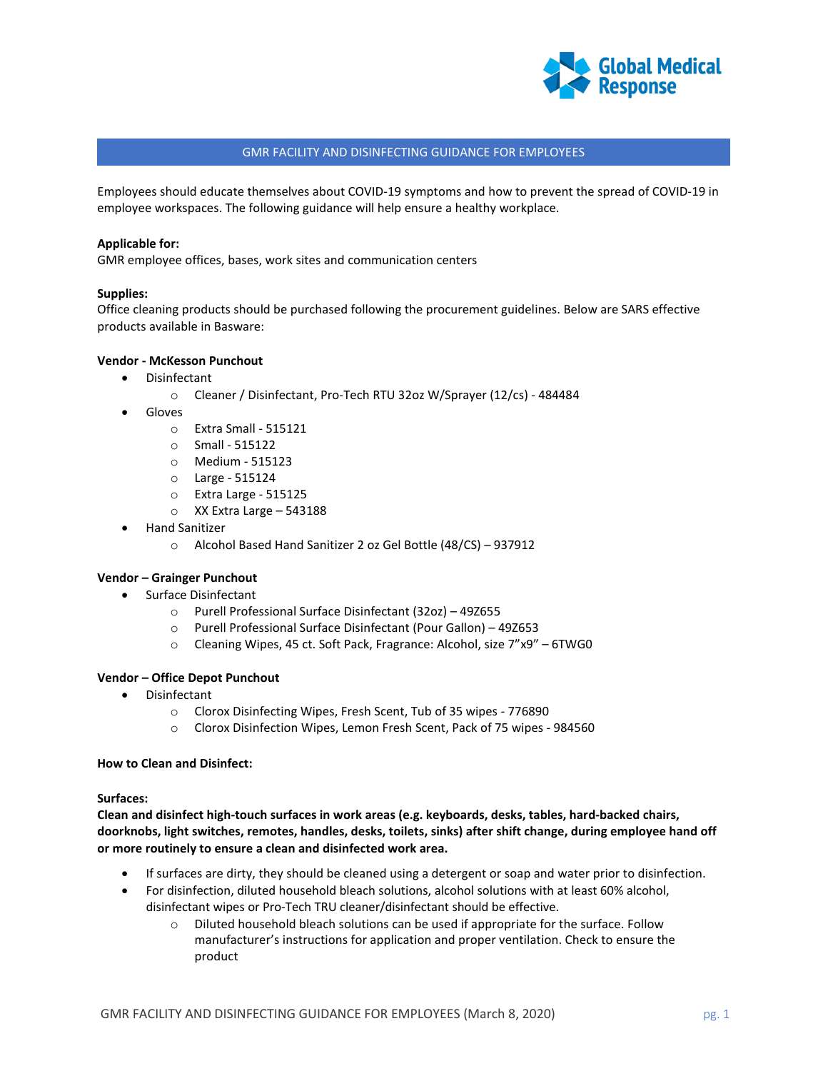# GMR FACILITY AND DISINFECTING GUIDANCE FOR EMPLOYEES

Employees should educate themselves about COVID-19 symptoms and how to prevent the spread of COVID-19 in employee workspaces. The following guidance will help ensure a healthy workplace.

**Applicable for:**
GMR employee offices, bases, work sites and communication centers

**Supplies:**
Office cleaning products should be purchased following the procurement guidelines. Below are SARS effective products available in Basware:

**Vendor - McKesson Punchout**

- Disinfectant
  - Cleaner / Disinfectant, Pro-Tech RTU 32oz W/Sprayer (12/cs) - 484484
- Gloves
  - Extra Small - 515121
  - Small - 515122
  - Medium - 515123
  - Large - 515124
  - Extra Large - 515125
  - XX Extra Large – 543188
- Hand Sanitizer
  - Alcohol Based Hand Sanitizer 2 oz Gel Bottle (48/CS) – 937912

**Vendor – Grainger Punchout**

- Surface Disinfectant
  - Purell Professional Surface Disinfectant (32oz) – 49Z655
  - Purell Professional Surface Disinfectant (Pour Gallon) – 49Z653
  - Cleaning Wipes, 45 ct. Soft Pack, Fragrance: Alcohol, size 7"x9" – 6TWG0

**Vendor – Office Depot Punchout**

- Disinfectant
  - Clorox Disinfecting Wipes, Fresh Scent, Tub of 35 wipes - 776890
  - Clorox Disinfection Wipes, Lemon Fresh Scent, Pack of 75 wipes - 984560

**How to Clean and Disinfect:**

**Surfaces:**
**Clean and disinfect high-touch surfaces in work areas (e.g. keyboards, desks, tables, hard-backed chairs, doorknobs, light switches, remotes, handles, desks, toilets, sinks) after shift change, during employee hand off or more routinely to ensure a clean and disinfected work area.**

- If surfaces are dirty, they should be cleaned using a detergent or soap and water prior to disinfection.
- For disinfection, diluted household bleach solutions, alcohol solutions with at least 60% alcohol, disinfectant wipes or Pro-Tech TRU cleaner/disinfectant should be effective.
  - Diluted household bleach solutions can be used if appropriate for the surface. Follow manufacturer's instructions for application and proper ventilation. Check to ensure the product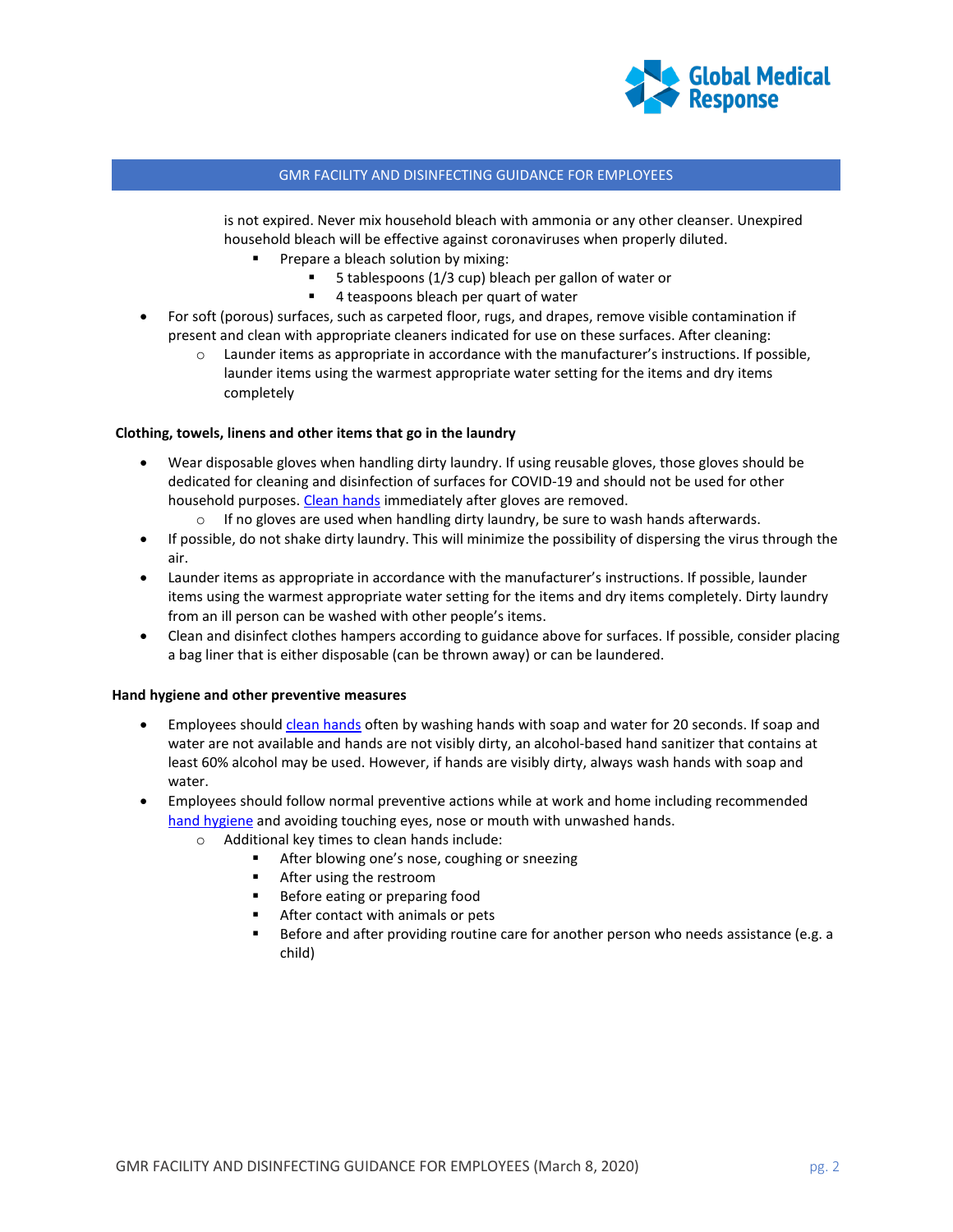is not expired. Never mix household bleach with ammonia or any other cleanser. Unexpired household bleach will be effective against coronaviruses when properly diluted.

   - Prepare a bleach solution by mixing:
     - 5 tablespoons (1/3 cup) bleach per gallon of water or
     - 4 teaspoons bleach per quart of water

- For soft (porous) surfaces, such as carpeted floor, rugs, and drapes, remove visible contamination if present and clean with appropriate cleaners indicated for use on these surfaces. After cleaning:
  - Launder items as appropriate in accordance with the manufacturer's instructions. If possible, launder items using the warmest appropriate water setting for the items and dry items completely

**Clothing, towels, linens and other items that go in the laundry**

- Wear disposable gloves when handling dirty laundry. If using reusable gloves, those gloves should be dedicated for cleaning and disinfection of surfaces for COVID-19 and should not be used for other household purposes. Clean hands immediately after gloves are removed.
  - If no gloves are used when handling dirty laundry, be sure to wash hands afterwards.
- If possible, do not shake dirty laundry. This will minimize the possibility of dispersing the virus through the air.
- Launder items as appropriate in accordance with the manufacturer's instructions. If possible, launder items using the warmest appropriate water setting for the items and dry items completely. Dirty laundry from an ill person can be washed with other people's items.
- Clean and disinfect clothes hampers according to guidance above for surfaces. If possible, consider placing a bag liner that is either disposable (can be thrown away) or can be laundered.

**Hand hygiene and other preventive measures**

- Employees should clean hands often by washing hands with soap and water for 20 seconds. If soap and water are not available and hands are not visibly dirty, an alcohol-based hand sanitizer that contains at least 60% alcohol may be used. However, if hands are visibly dirty, always wash hands with soap and water.
- Employees should follow normal preventive actions while at work and home including recommended hand hygiene and avoiding touching eyes, nose or mouth with unwashed hands.
  - Additional key times to clean hands include:
    - After blowing one's nose, coughing or sneezing
    - After using the restroom
    - Before eating or preparing food
    - After contact with animals or pets
    - Before and after providing routine care for another person who needs assistance (e.g. a child)